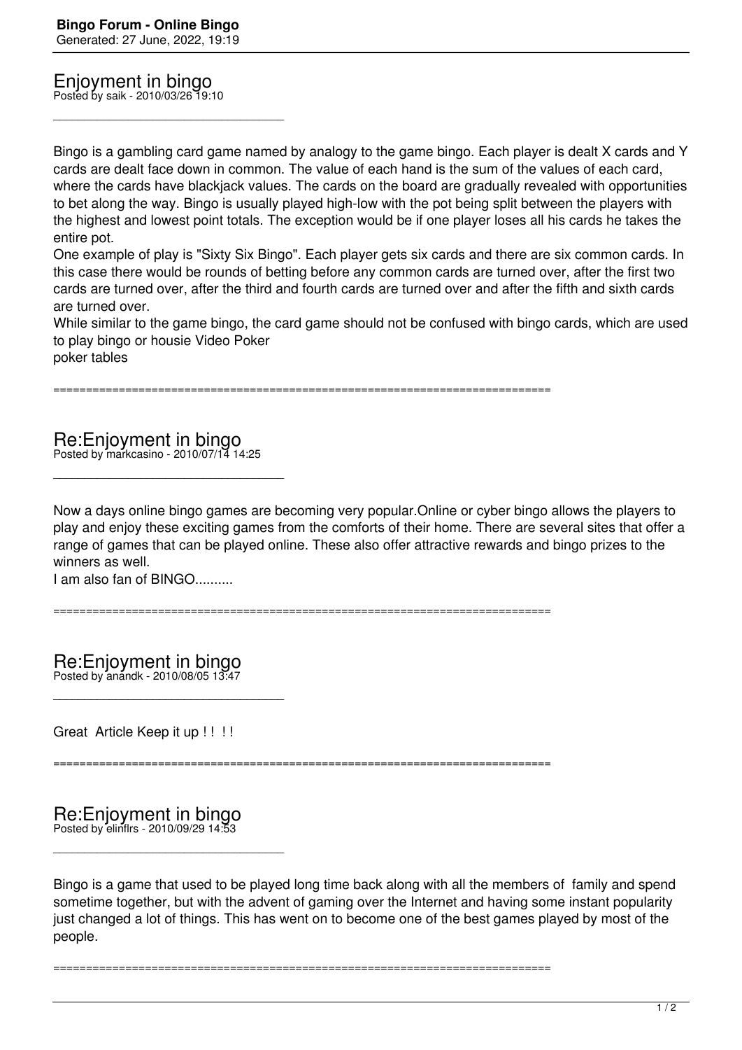# Enjoyment in bingo

Posted by saik - 2010/03/26 19:10

---

Bingo is a gambling card game named by analogy to the game bingo. Each player is dealt X cards and Y cards are dealt face down in common. The value of each hand is the sum of the values of each card, where the cards have blackjack values. The cards on the board are gradually revealed with opportunities to bet along the way. Bingo is usually played high-low with the pot being split between the players with the highest and lowest point totals. The exception would be if one player loses all his cards he takes the entire pot.

One example of play is "Sixty Six Bingo". Each player gets six cards and there are six common cards. In this case there would be rounds of betting before any common cards are turned over, after the first two cards are turned over, after the third and fourth cards are turned over and after the fifth and sixth cards are turned over.

While similar to the game bingo, the card game should not be confused with bingo cards, which are used to play bingo or housie Video Poker
poker tables

============================================================================

# Re:Enjoyment in bingo

Posted by markcasino - 2010/07/14 14:25

---

Now a days online bingo games are becoming very popular.Online or cyber bingo allows the players to play and enjoy these exciting games from the comforts of their home. There are several sites that offer a range of games that can be played online. These also offer attractive rewards and bingo prizes to the winners as well.

I am also fan of BINGO..........

============================================================================

# Re:Enjoyment in bingo

Posted by anandk - 2010/08/05 13:47

---

Great Article Keep it up ! ! ! !

============================================================================

# Re:Enjoyment in bingo

Posted by elinflrs - 2010/09/29 14:53

---

Bingo is a game that used to be played long time back along with all the members of family and spend sometime together, but with the advent of gaming over the Internet and having some instant popularity just changed a lot of things. This has went on to become one of the best games played by most of the people.

============================================================================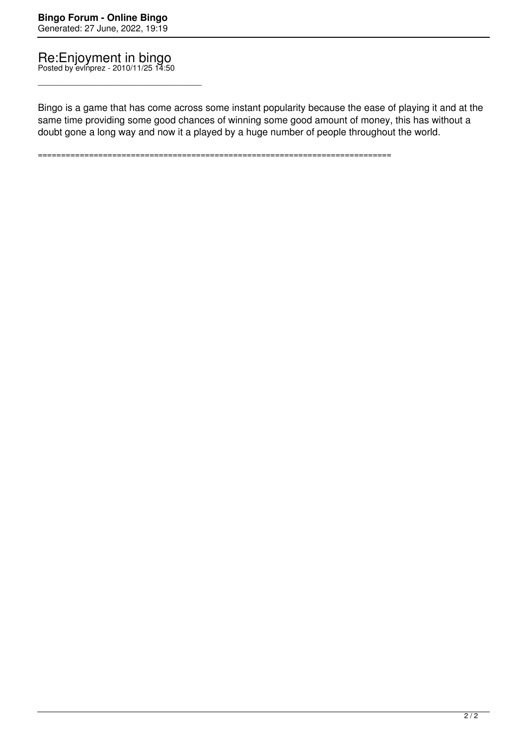## Re:Enjoyment in bingo

Posted by evlnprez - 2010/11/25 14:50

---

Bingo is a game that has come across some instant popularity because the ease of playing it and at the same time providing some good chances of winning some good amount of money, this has without a doubt gone a long way and now it a played by a huge number of people throughout the world.

============================================================================